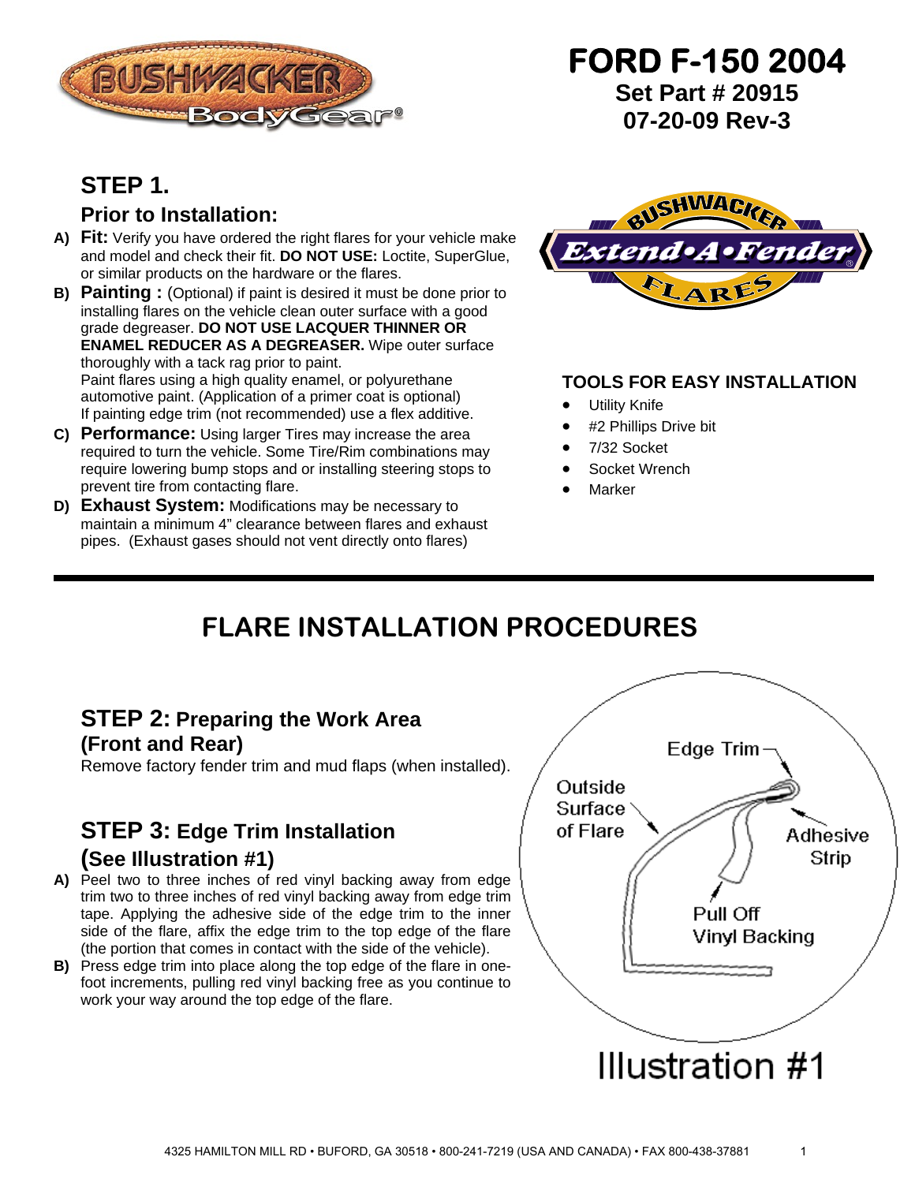# FORD F-150 2004

**Set Part # 20915**

**07-20-09 Rev-3**

## STEP 1.

### Prior to Installation:

**A) Fit:** Verify you have ordered the right flares for your vehicle make and model and check their fit. **DO NOT USE:** Loctite, SuperGlue, or similar products on the hardware or the flares.

**B) Painting :** (Optional) if paint is desired it must be done prior to installing flares on the vehicle clean outer surface with a good grade degreaser. **DO NOT USE LACQUER THINNER OR ENAMEL REDUCER AS A DEGREASER.** Wipe outer surface thoroughly with a tack rag prior to paint.
Paint flares using a high quality enamel, or polyurethane automotive paint. (Application of a primer coat is optional)
If painting edge trim (not recommended) use a flex additive.

**C) Performance:** Using larger Tires may increase the area required to turn the vehicle. Some Tire/Rim combinations may require lowering bump stops and or installing steering stops to prevent tire from contacting flare.

**D) Exhaust System:** Modifications may be necessary to maintain a minimum 4" clearance between flares and exhaust pipes. (Exhaust gases should not vent directly onto flares)

### TOOLS FOR EASY INSTALLATION

- Utility Knife
- #2 Phillips Drive bit
- 7/32 Socket
- Socket Wrench
- Marker

## FLARE INSTALLATION PROCEDURES

## STEP 2: Preparing the Work Area (Front and Rear)

Remove factory fender trim and mud flaps (when installed).

## STEP 3: Edge Trim Installation (See Illustration #1)

**A)** Peel two to three inches of red vinyl backing away from edge trim two to three inches of red vinyl backing away from edge trim tape. Applying the adhesive side of the edge trim to the inner side of the flare, affix the edge trim to the top edge of the flare (the portion that comes in contact with the side of the vehicle).

**B)** Press edge trim into place along the top edge of the flare in one-foot increments, pulling red vinyl backing free as you continue to work your way around the top edge of the flare.

Edge Trim, Outside Surface of Flare, Adhesive Strip, Pull Off Vinyl Backing

Illustration #1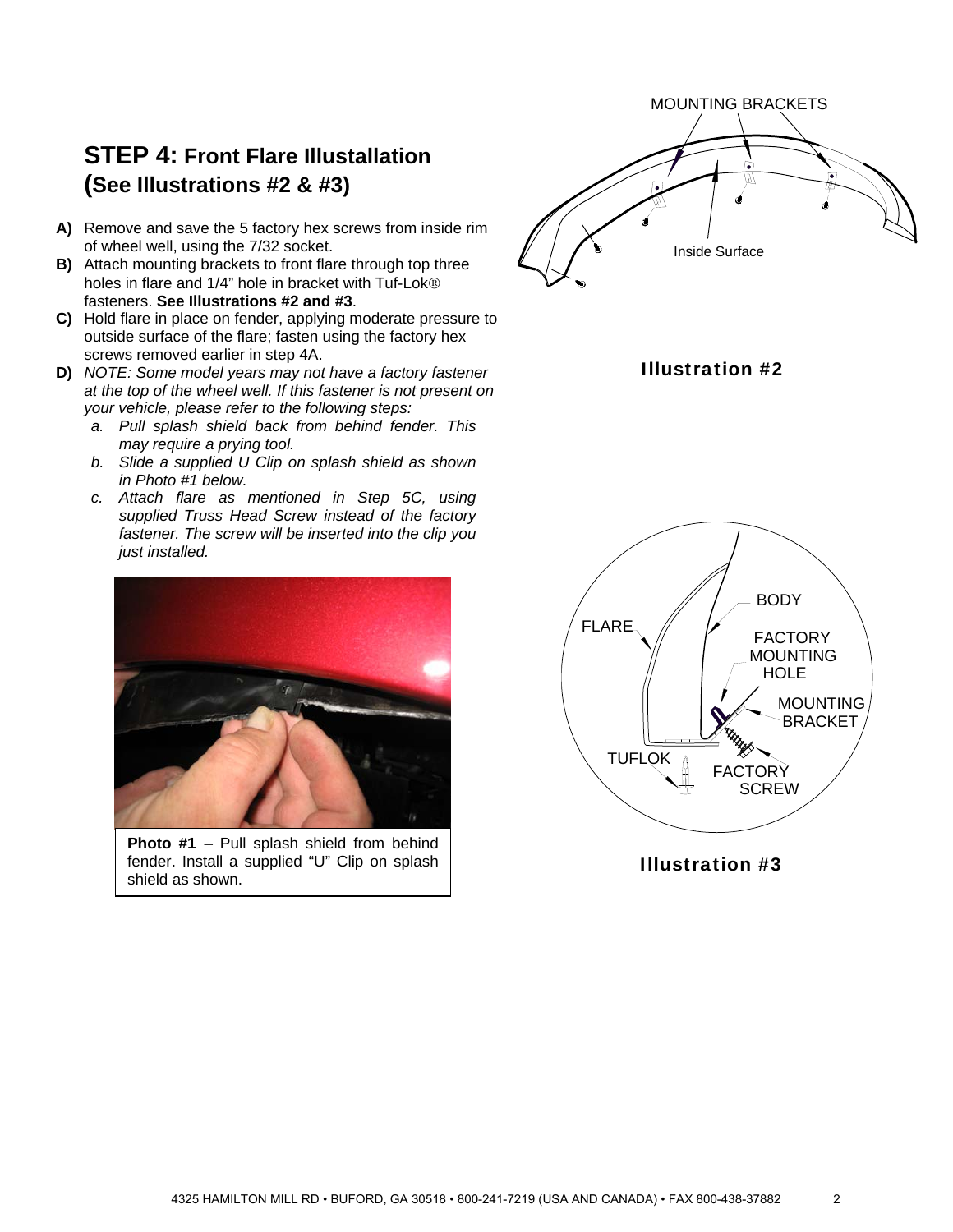## STEP 4: Front Flare Illustallation (See Illustrations #2 & #3)

**A)** Remove and save the 5 factory hex screws from inside rim of wheel well, using the 7/32 socket.

**B)** Attach mounting brackets to front flare through top three holes in flare and 1/4" hole in bracket with Tuf-Lok® fasteners. **See Illustrations #2 and #3**.

**C)** Hold flare in place on fender, applying moderate pressure to outside surface of the flare; fasten using the factory hex screws removed earlier in step 4A.

**D)** *NOTE: Some model years may not have a factory fastener at the top of the wheel well. If this fastener is not present on your vehicle, please refer to the following steps:*

  *a. Pull splash shield back from behind fender. This may require a prying tool.*

  *b. Slide a supplied U Clip on splash shield as shown in Photo #1 below.*

  *c. Attach flare as mentioned in Step 5C, using supplied Truss Head Screw instead of the factory fastener. The screw will be inserted into the clip you just installed.*

**Photo #1** – Pull splash shield from behind fender. Install a supplied "U" Clip on splash shield as shown.

MOUNTING BRACKETS

Inside Surface

**Illustration #2**

FLARE

BODY

FACTORY MOUNTING HOLE

MOUNTING BRACKET

TUFLOK

FACTORY SCREW

**Illustration #3**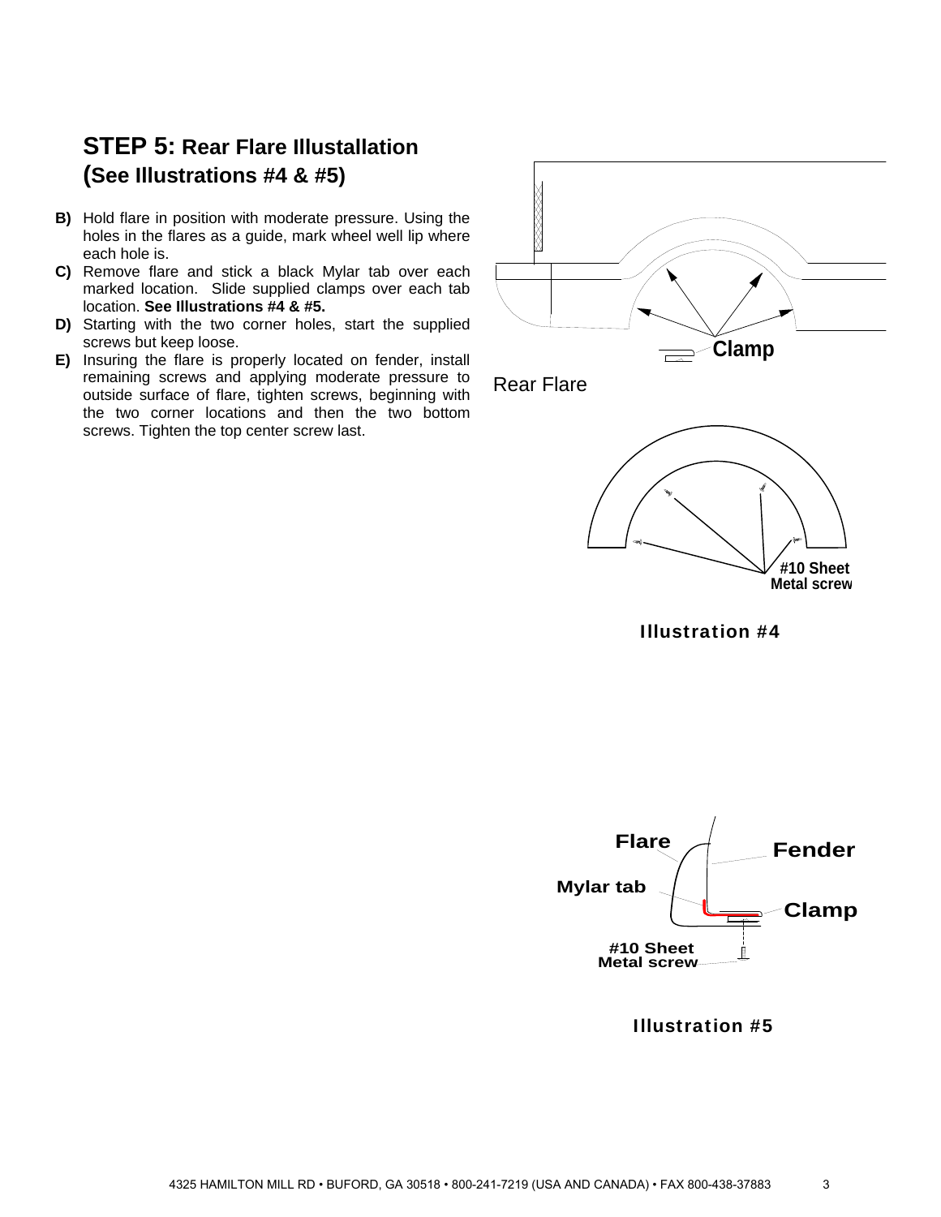## STEP 5: Rear Flare Illustallation (See Illustrations #4 & #5)

**B)** Hold flare in position with moderate pressure. Using the holes in the flares as a guide, mark wheel well lip where each hole is.

**C)** Remove flare and stick a black Mylar tab over each marked location. Slide supplied clamps over each tab location. **See Illustrations #4 & #5.**

**D)** Starting with the two corner holes, start the supplied screws but keep loose.

**E)** Insuring the flare is properly located on fender, install remaining screws and applying moderate pressure to outside surface of flare, tighten screws, beginning with the two corner locations and then the two bottom screws. Tighten the top center screw last.

Clamp

Rear Flare

#10 Sheet Metal screw

**Illustration #4**

Flare

Fender

Mylar tab

Clamp

#10 Sheet Metal screw

**Illustration #5**

4325 HAMILTON MILL RD • BUFORD, GA 30518 • 800-241-7219 (USA AND CANADA) • FAX 800-438-37883